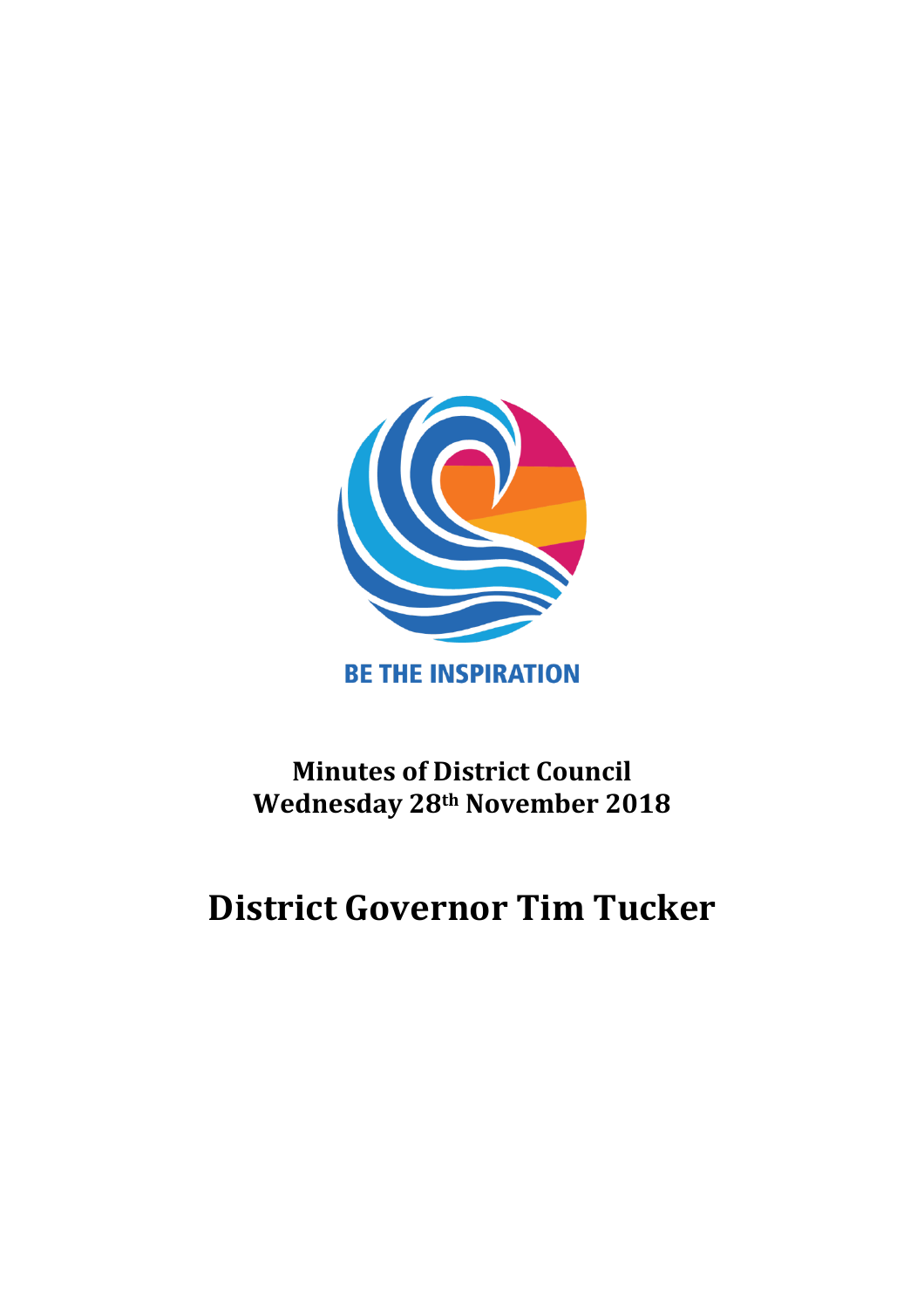BE THE INSPIRATION

**Minutes of District Council**
**Wednesday 28th November 2018**

# District Governor Tim Tucker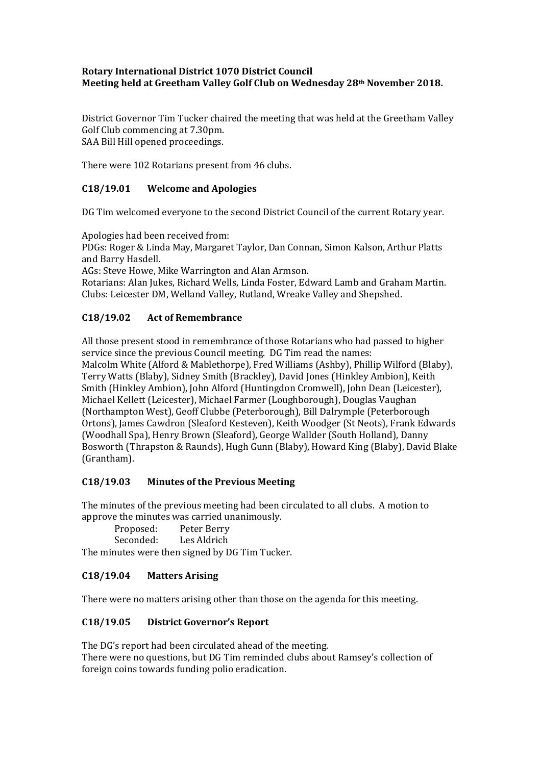**Rotary International District 1070 District Council**
**Meeting held at Greetham Valley Golf Club on Wednesday 28th November 2018.**

District Governor Tim Tucker chaired the meeting that was held at the Greetham Valley Golf Club commencing at 7.30pm.
SAA Bill Hill opened proceedings.

There were 102 Rotarians present from 46 clubs.

### C18/19.01 Welcome and Apologies

DG Tim welcomed everyone to the second District Council of the current Rotary year.

Apologies had been received from:
PDGs: Roger & Linda May, Margaret Taylor, Dan Connan, Simon Kalson, Arthur Platts and Barry Hasdell.
AGs: Steve Howe, Mike Warrington and Alan Armson.
Rotarians: Alan Jukes, Richard Wells, Linda Foster, Edward Lamb and Graham Martin.
Clubs: Leicester DM, Welland Valley, Rutland, Wreake Valley and Shepshed.

### C18/19.02 Act of Remembrance

All those present stood in remembrance of those Rotarians who had passed to higher service since the previous Council meeting. DG Tim read the names:
Malcolm White (Alford & Mablethorpe), Fred Williams (Ashby), Phillip Wilford (Blaby), Terry Watts (Blaby), Sidney Smith (Brackley), David Jones (Hinkley Ambion), Keith Smith (Hinkley Ambion), John Alford (Huntingdon Cromwell), John Dean (Leicester), Michael Kellett (Leicester), Michael Farmer (Loughborough), Douglas Vaughan (Northampton West), Geoff Clubbe (Peterborough), Bill Dalrymple (Peterborough Ortons), James Cawdron (Sleaford Kesteven), Keith Woodger (St Neots), Frank Edwards (Woodhall Spa), Henry Brown (Sleaford), George Wallder (South Holland), Danny Bosworth (Thrapston & Raunds), Hugh Gunn (Blaby), Howard King (Blaby), David Blake (Grantham).

### C18/19.03 Minutes of the Previous Meeting

The minutes of the previous meeting had been circulated to all clubs. A motion to approve the minutes was carried unanimously.

Proposed: Peter Berry
Seconded: Les Aldrich

The minutes were then signed by DG Tim Tucker.

### C18/19.04 Matters Arising

There were no matters arising other than those on the agenda for this meeting.

### C18/19.05 District Governor's Report

The DG's report had been circulated ahead of the meeting.
There were no questions, but DG Tim reminded clubs about Ramsey's collection of foreign coins towards funding polio eradication.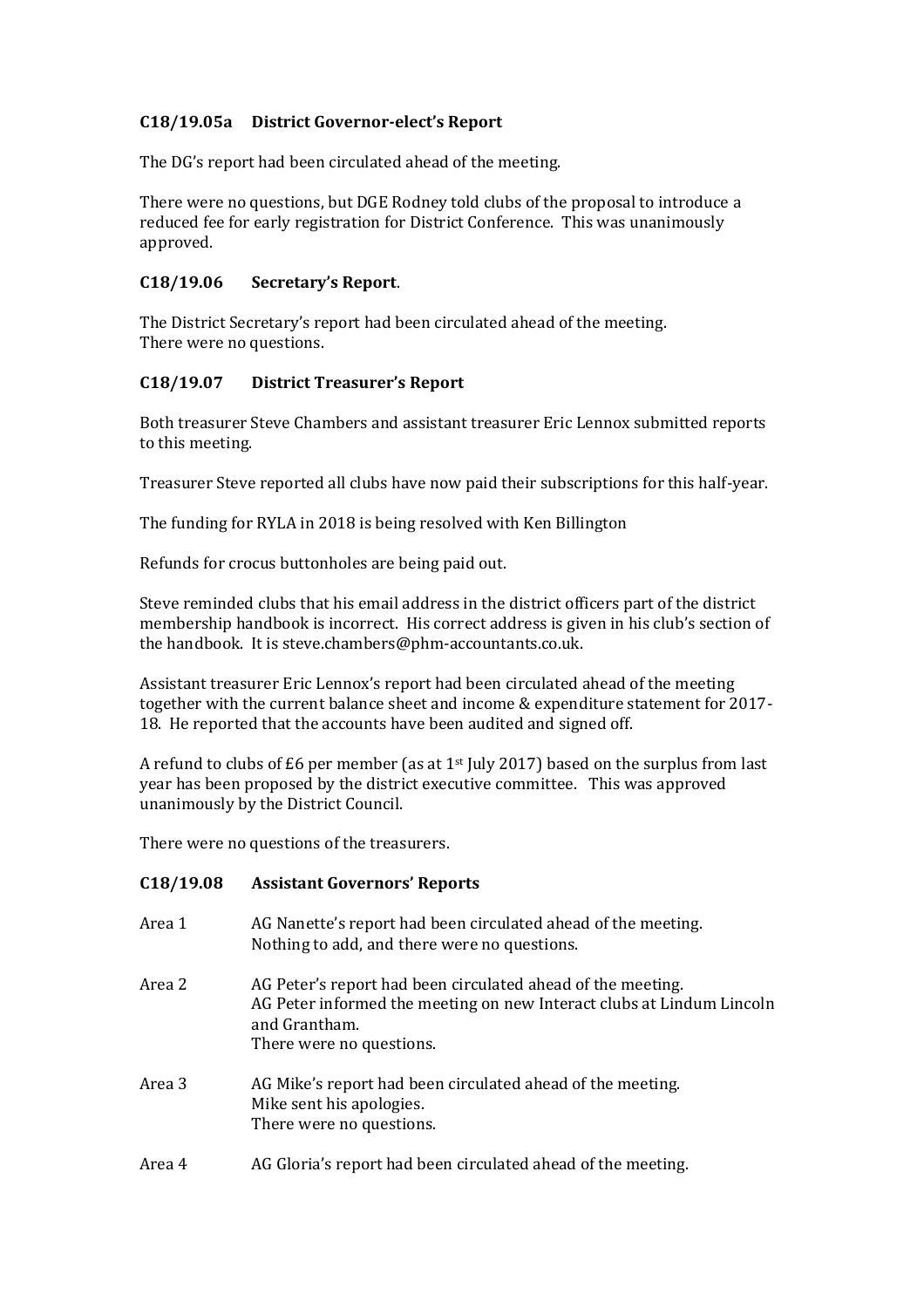### C18/19.05a District Governor-elect's Report

The DG's report had been circulated ahead of the meeting.

There were no questions, but DGE Rodney told clubs of the proposal to introduce a reduced fee for early registration for District Conference. This was unanimously approved.

### C18/19.06 Secretary's Report.

The District Secretary's report had been circulated ahead of the meeting.
There were no questions.

### C18/19.07 District Treasurer's Report

Both treasurer Steve Chambers and assistant treasurer Eric Lennox submitted reports to this meeting.

Treasurer Steve reported all clubs have now paid their subscriptions for this half-year.

The funding for RYLA in 2018 is being resolved with Ken Billington

Refunds for crocus buttonholes are being paid out.

Steve reminded clubs that his email address in the district officers part of the district membership handbook is incorrect. His correct address is given in his club's section of the handbook. It is steve.chambers@phm-accountants.co.uk.

Assistant treasurer Eric Lennox's report had been circulated ahead of the meeting together with the current balance sheet and income & expenditure statement for 2017-18. He reported that the accounts have been audited and signed off.

A refund to clubs of £6 per member (as at 1st July 2017) based on the surplus from last year has been proposed by the district executive committee. This was approved unanimously by the District Council.

There were no questions of the treasurers.

### C18/19.08 Assistant Governors' Reports

Area 1 — AG Nanette's report had been circulated ahead of the meeting.
Nothing to add, and there were no questions.

Area 2 — AG Peter's report had been circulated ahead of the meeting.
AG Peter informed the meeting on new Interact clubs at Lindum Lincoln and Grantham.
There were no questions.

Area 3 — AG Mike's report had been circulated ahead of the meeting.
Mike sent his apologies.
There were no questions.

Area 4 — AG Gloria's report had been circulated ahead of the meeting.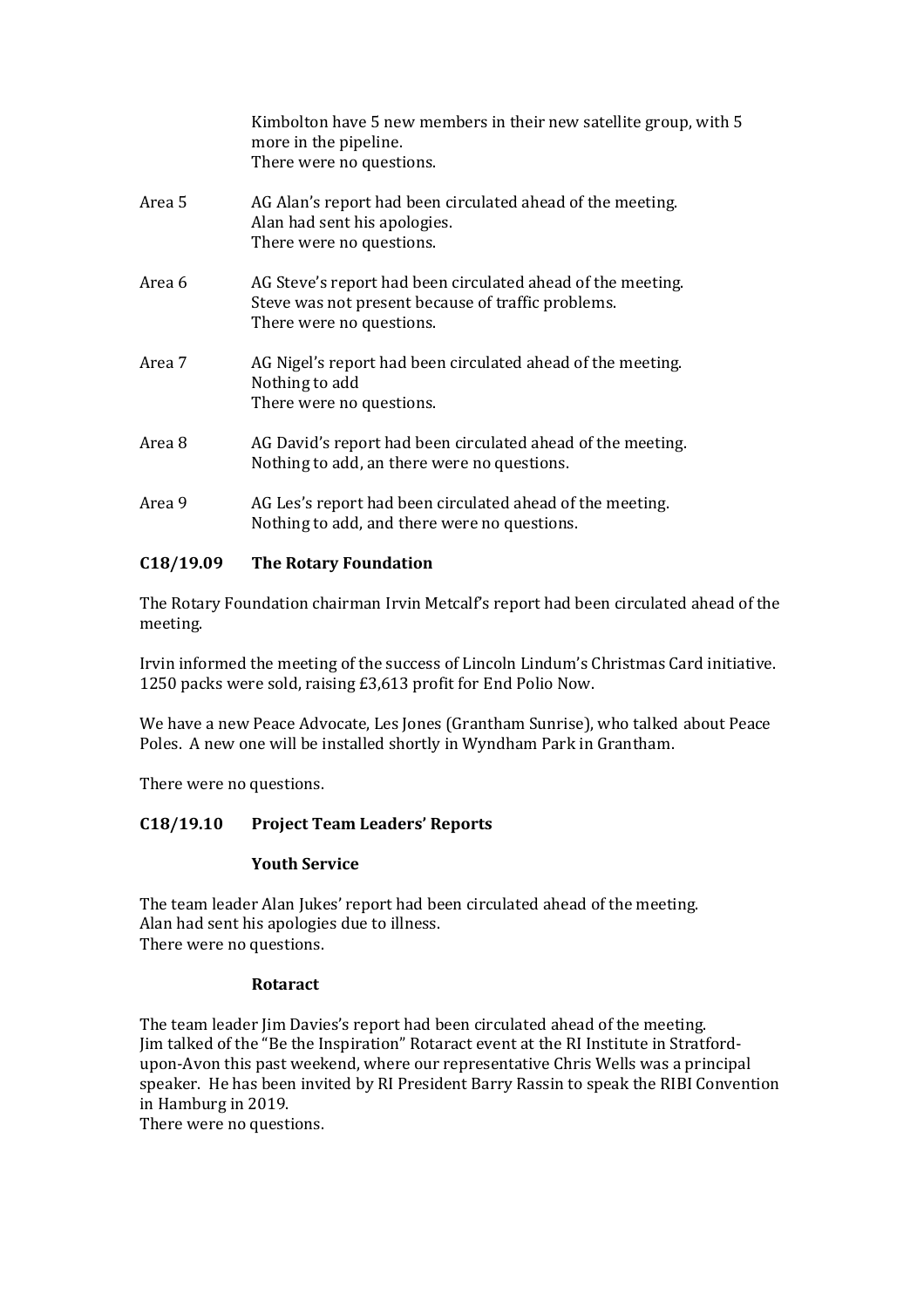Kimbolton have 5 new members in their new satellite group, with 5 more in the pipeline.
There were no questions.

Area 5 AG Alan's report had been circulated ahead of the meeting.
Alan had sent his apologies.
There were no questions.

Area 6 AG Steve's report had been circulated ahead of the meeting.
Steve was not present because of traffic problems.
There were no questions.

Area 7 AG Nigel's report had been circulated ahead of the meeting.
Nothing to add
There were no questions.

Area 8 AG David's report had been circulated ahead of the meeting.
Nothing to add, an there were no questions.

Area 9 AG Les's report had been circulated ahead of the meeting.
Nothing to add, and there were no questions.

**C18/19.09 The Rotary Foundation**

The Rotary Foundation chairman Irvin Metcalf's report had been circulated ahead of the meeting.

Irvin informed the meeting of the success of Lincoln Lindum's Christmas Card initiative. 1250 packs were sold, raising £3,613 profit for End Polio Now.

We have a new Peace Advocate, Les Jones (Grantham Sunrise), who talked about Peace Poles. A new one will be installed shortly in Wyndham Park in Grantham.

There were no questions.

**C18/19.10 Project Team Leaders' Reports**

**Youth Service**

The team leader Alan Jukes' report had been circulated ahead of the meeting.
Alan had sent his apologies due to illness.
There were no questions.

**Rotaract**

The team leader Jim Davies's report had been circulated ahead of the meeting.
Jim talked of the "Be the Inspiration" Rotaract event at the RI Institute in Stratford-upon-Avon this past weekend, where our representative Chris Wells was a principal speaker. He has been invited by RI President Barry Rassin to speak the RIBI Convention in Hamburg in 2019.
There were no questions.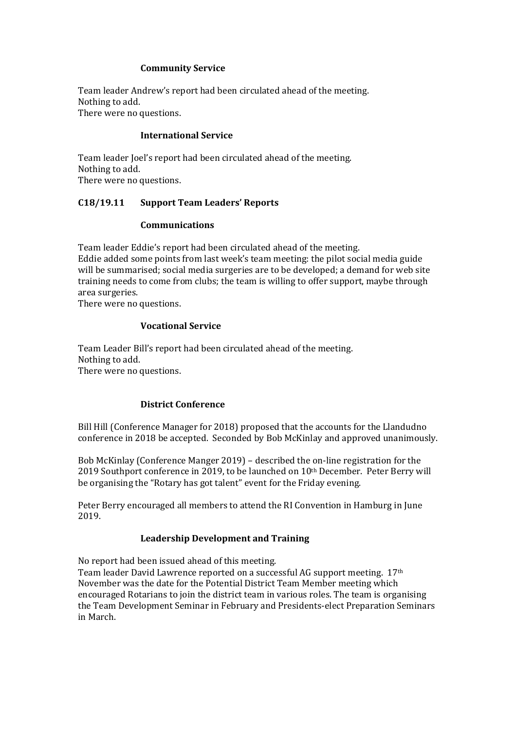### Community Service

Team leader Andrew's report had been circulated ahead of the meeting.
Nothing to add.
There were no questions.

### International Service

Team leader Joel's report had been circulated ahead of the meeting.
Nothing to add.
There were no questions.

## C18/19.11 Support Team Leaders' Reports

### Communications

Team leader Eddie's report had been circulated ahead of the meeting.
Eddie added some points from last week's team meeting: the pilot social media guide will be summarised; social media surgeries are to be developed; a demand for web site training needs to come from clubs; the team is willing to offer support, maybe through area surgeries.
There were no questions.

### Vocational Service

Team Leader Bill's report had been circulated ahead of the meeting.
Nothing to add.
There were no questions.

### District Conference

Bill Hill (Conference Manager for 2018) proposed that the accounts for the Llandudno conference in 2018 be accepted. Seconded by Bob McKinlay and approved unanimously.

Bob McKinlay (Conference Manger 2019) – described the on-line registration for the 2019 Southport conference in 2019, to be launched on 10th December. Peter Berry will be organising the "Rotary has got talent" event for the Friday evening.

Peter Berry encouraged all members to attend the RI Convention in Hamburg in June 2019.

### Leadership Development and Training

No report had been issued ahead of this meeting.
Team leader David Lawrence reported on a successful AG support meeting. 17th November was the date for the Potential District Team Member meeting which encouraged Rotarians to join the district team in various roles. The team is organising the Team Development Seminar in February and Presidents-elect Preparation Seminars in March.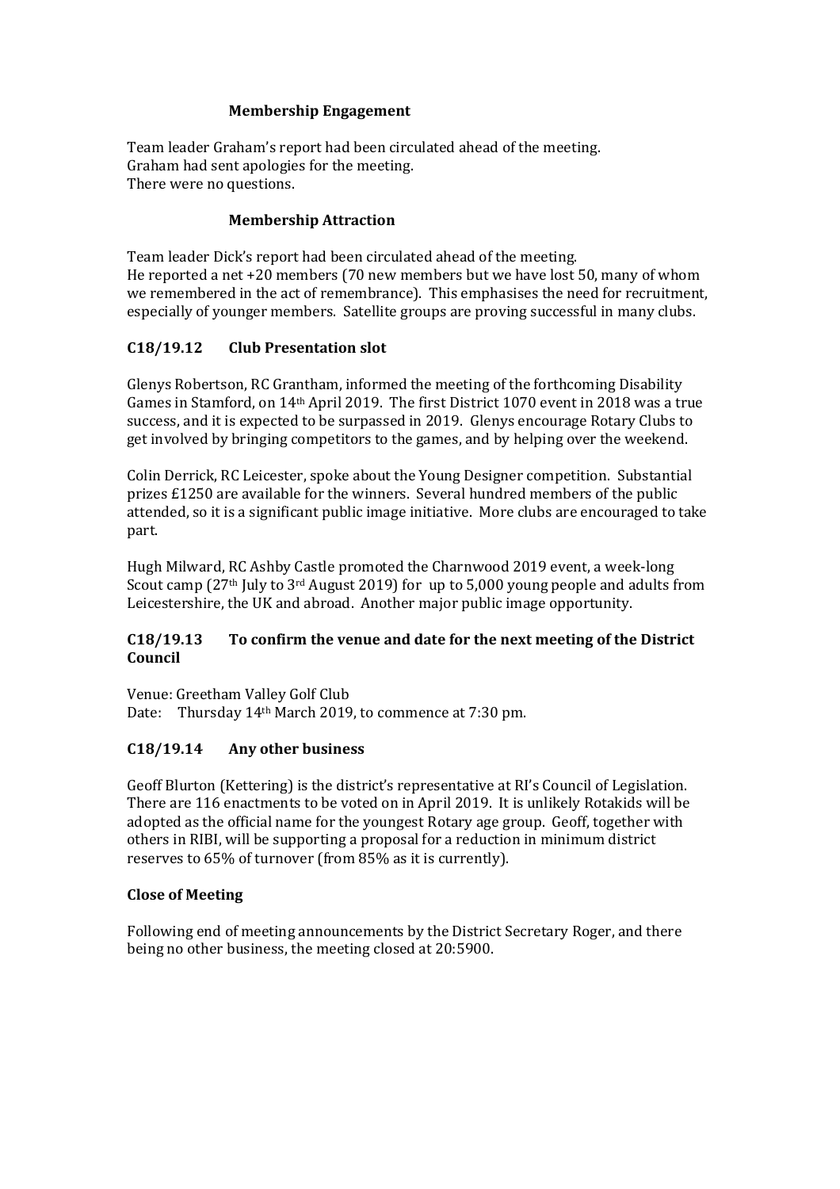**Membership Engagement**

Team leader Graham's report had been circulated ahead of the meeting.
Graham had sent apologies for the meeting.
There were no questions.

**Membership Attraction**

Team leader Dick's report had been circulated ahead of the meeting.
He reported a net +20 members (70 new members but we have lost 50, many of whom we remembered in the act of remembrance). This emphasises the need for recruitment, especially of younger members. Satellite groups are proving successful in many clubs.

### C18/19.12 Club Presentation slot

Glenys Robertson, RC Grantham, informed the meeting of the forthcoming Disability Games in Stamford, on 14th April 2019. The first District 1070 event in 2018 was a true success, and it is expected to be surpassed in 2019. Glenys encourage Rotary Clubs to get involved by bringing competitors to the games, and by helping over the weekend.

Colin Derrick, RC Leicester, spoke about the Young Designer competition. Substantial prizes £1250 are available for the winners. Several hundred members of the public attended, so it is a significant public image initiative. More clubs are encouraged to take part.

Hugh Milward, RC Ashby Castle promoted the Charnwood 2019 event, a week-long Scout camp (27th July to 3rd August 2019) for up to 5,000 young people and adults from Leicestershire, the UK and abroad. Another major public image opportunity.

### C18/19.13 To confirm the venue and date for the next meeting of the District Council

Venue: Greetham Valley Golf Club
Date: Thursday 14th March 2019, to commence at 7:30 pm.

### C18/19.14 Any other business

Geoff Blurton (Kettering) is the district's representative at RI's Council of Legislation. There are 116 enactments to be voted on in April 2019. It is unlikely Rotakids will be adopted as the official name for the youngest Rotary age group. Geoff, together with others in RIBI, will be supporting a proposal for a reduction in minimum district reserves to 65% of turnover (from 85% as it is currently).

### Close of Meeting

Following end of meeting announcements by the District Secretary Roger, and there being no other business, the meeting closed at 20:5900.